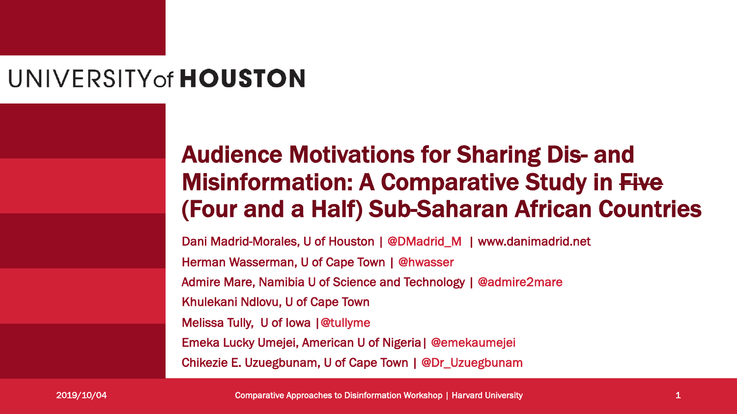UNIVERSITY of **HOUSTON**

# Audience Motivations for Sharing Dis- and Misinformation: A Comparative Study in ~~Five~~ (Four and a Half) Sub-Saharan African Countries

Dani Madrid-Morales, U of Houston | @DMadrid_M | www.danimadrid.net

Herman Wasserman, U of Cape Town | @hwasser

Admire Mare, Namibia U of Science and Technology | @admire2mare

Khulekani Ndlovu, U of Cape Town

Melissa Tully, U of Iowa | @tullyme

Emeka Lucky Umejei, American U of Nigeria | @emekaumejei

Chikezie E. Uzuegbunam, U of Cape Town | @Dr_Uzuegbunam

2019/10/04

Comparative Approaches to Disinformation Workshop | Harvard University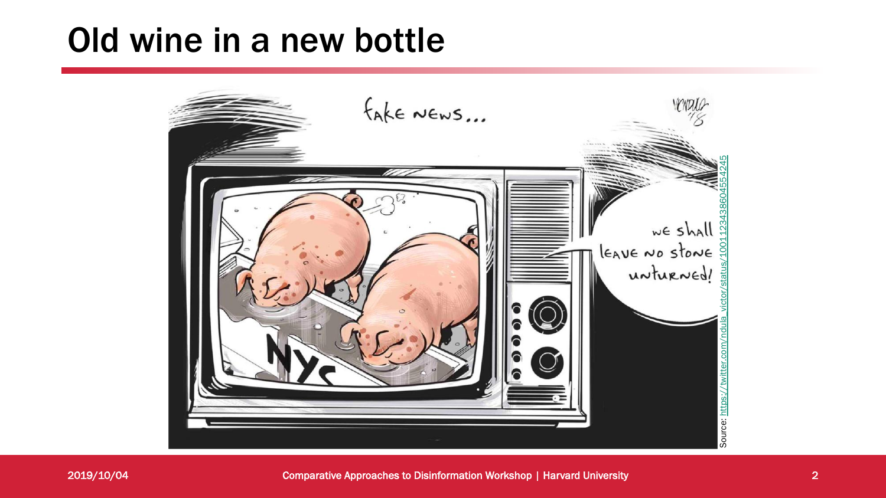# Old wine in a new bottle

Source: https://twitter.com/ndula_victor/status/1001123438604554245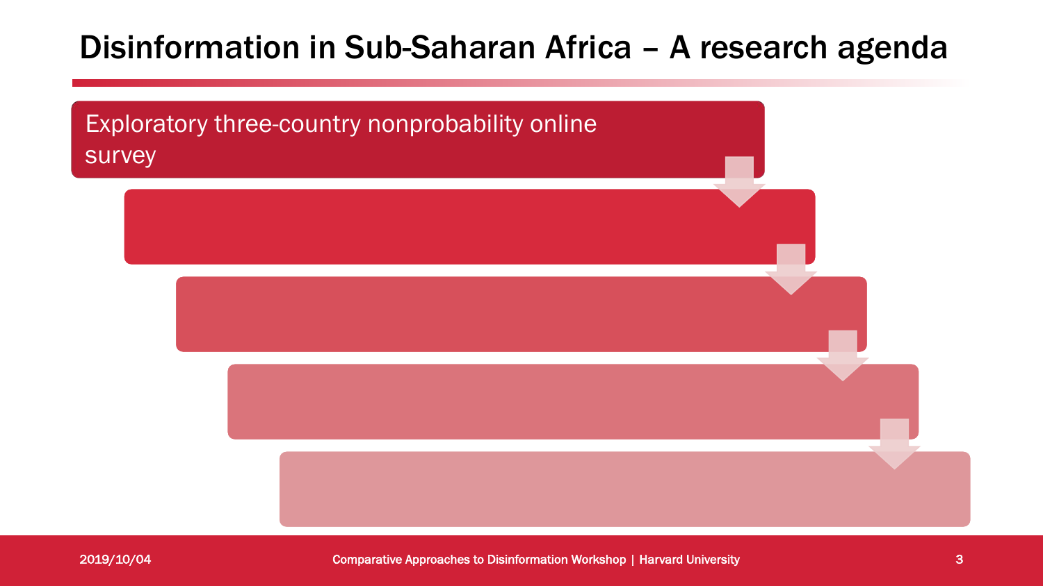# Disinformation in Sub-Saharan Africa – A research agenda

- Exploratory three-country nonprobability online survey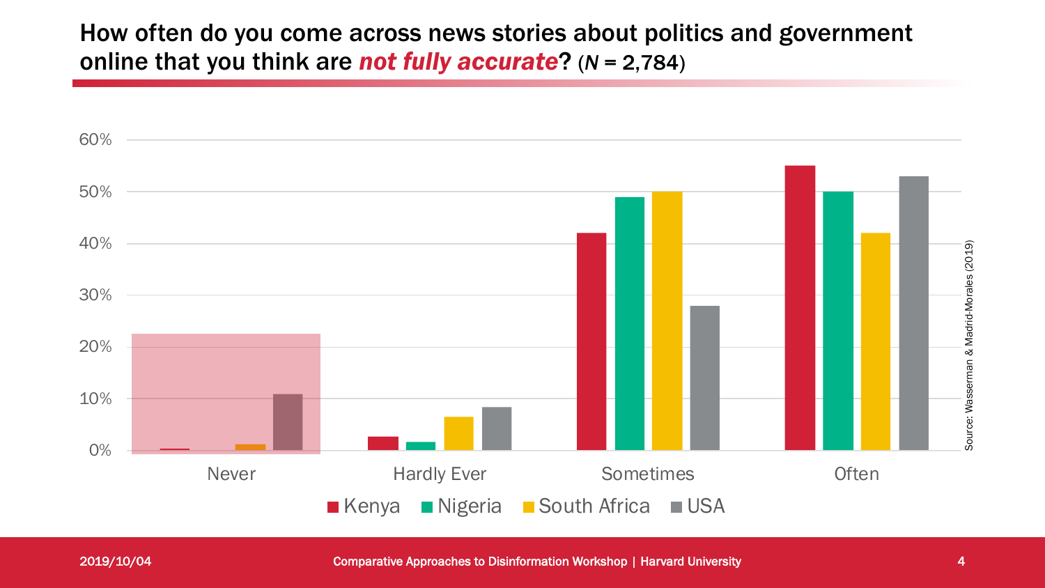# How often do you come across news stories about politics and government online that you think are ***not fully accurate***? (*N* = 2,784)

60%
50%
40%
30%
20%
10%
0%

Never | Hardly Ever | Sometimes | Often

Kenya | Nigeria | South Africa | USA

Source: Wasserman & Madrid-Morales (2019)

2019/10/04

Comparative Approaches to Disinformation Workshop | Harvard University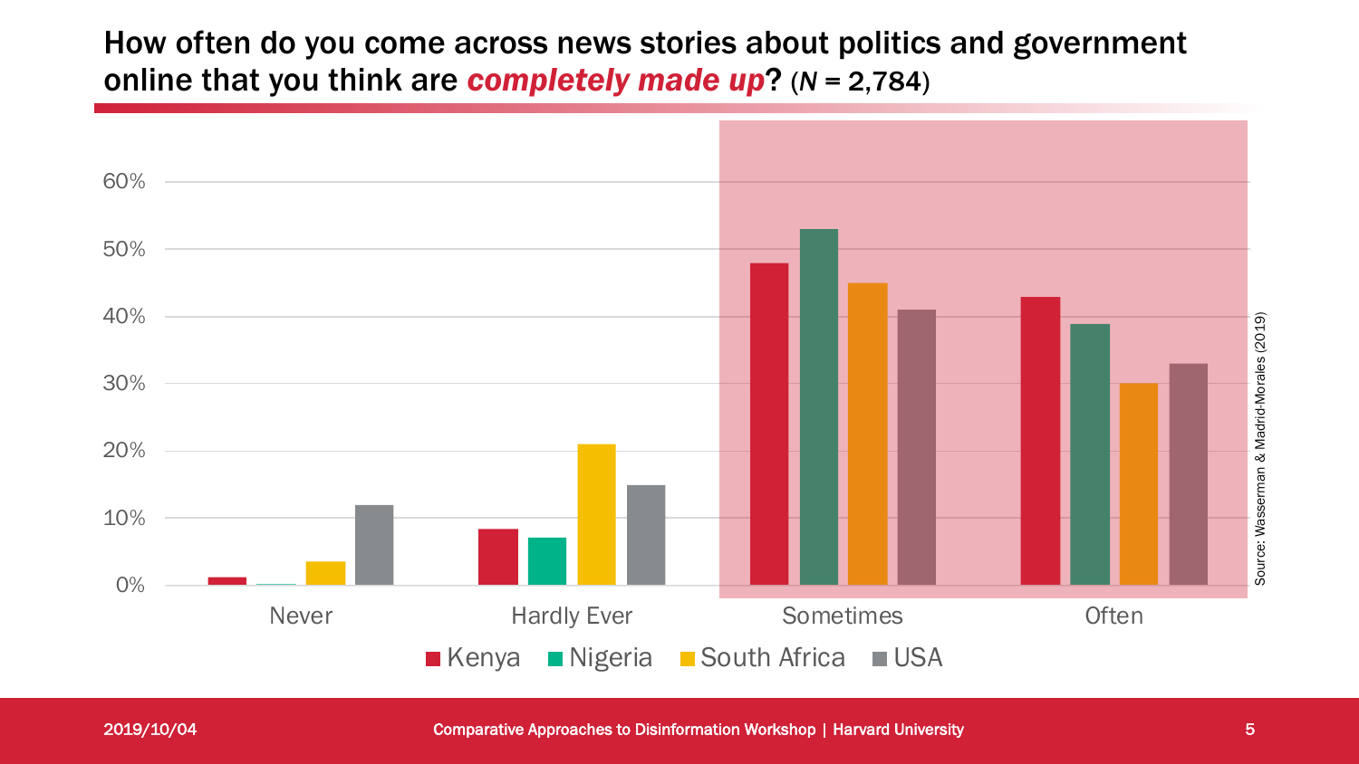# How often do you come across news stories about politics and government online that you think are ***completely made up***? (*N* = 2,784)

60%
50%
40%
30%
20%
10%
0%

Never | Hardly Ever | Sometimes | Often

Kenya | Nigeria | South Africa | USA

Source: Wasserman & Madrid-Morales (2019)

2019/10/04

Comparative Approaches to Disinformation Workshop | Harvard University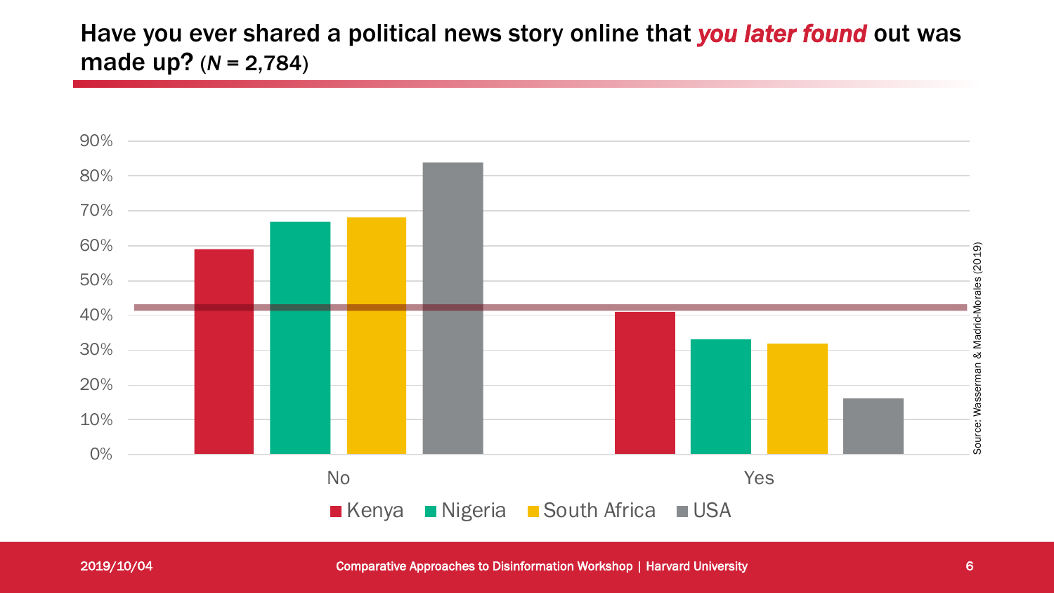# Have you ever shared a political news story online that *you later found* out was made up? ($N$ = 2,784)

| | Kenya | Nigeria | South Africa | USA |
|---|---|---|---|---|
| No | 59% | 67% | 68% | 84% |
| Yes | 41% | 33% | 32% | 16% |

Source: Wasserman & Madrid-Morales (2019)

2019/10/04 | Comparative Approaches to Disinformation Workshop | Harvard University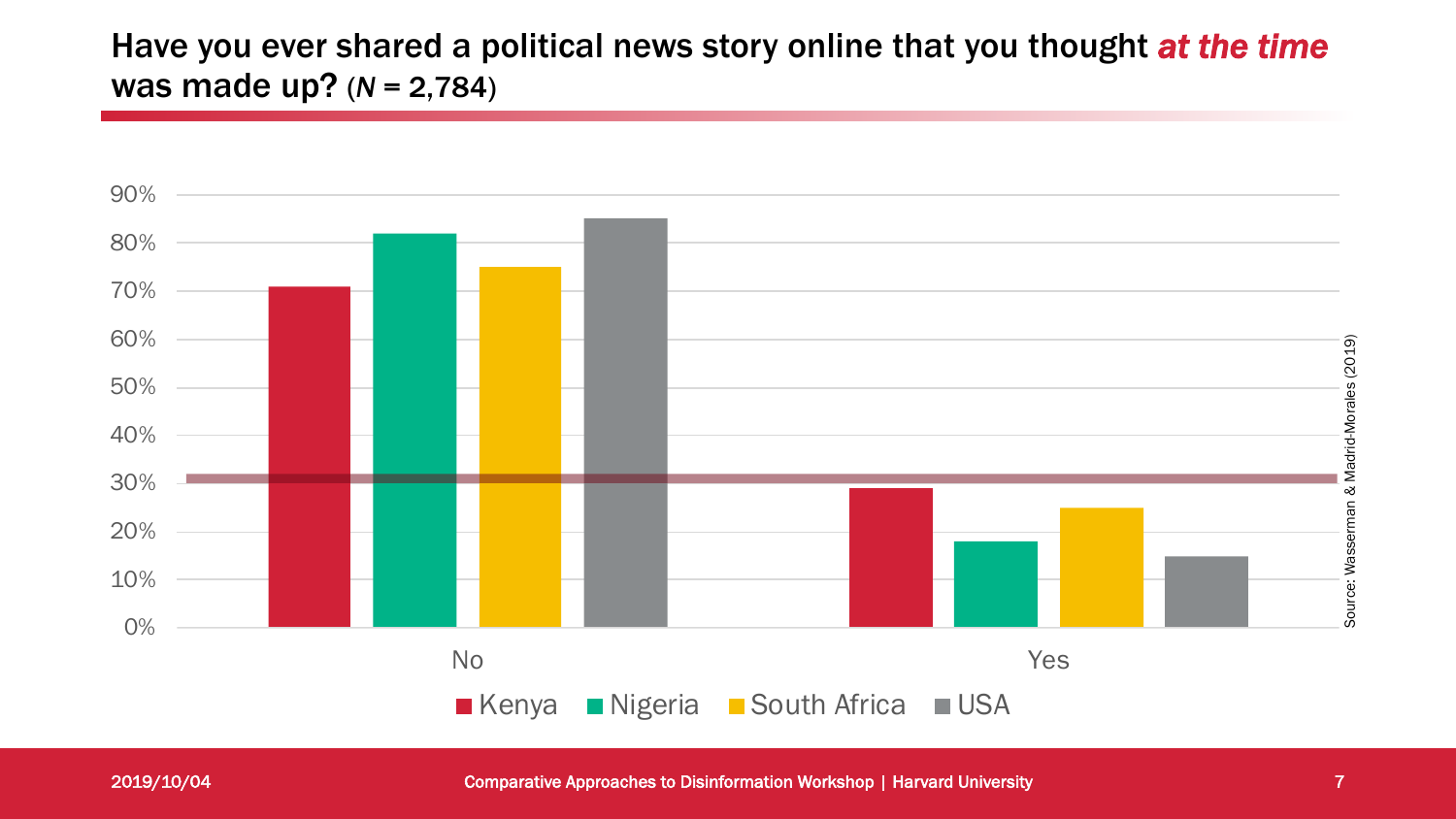## Have you ever shared a political news story online that you thought *at the time* was made up? ($N$ = 2,784)

90%
80%
70%
60%
50%
40%
30%
20%
10%
0%

No Yes

Kenya Nigeria South Africa USA

Source: Wasserman & Madrid-Morales (2019)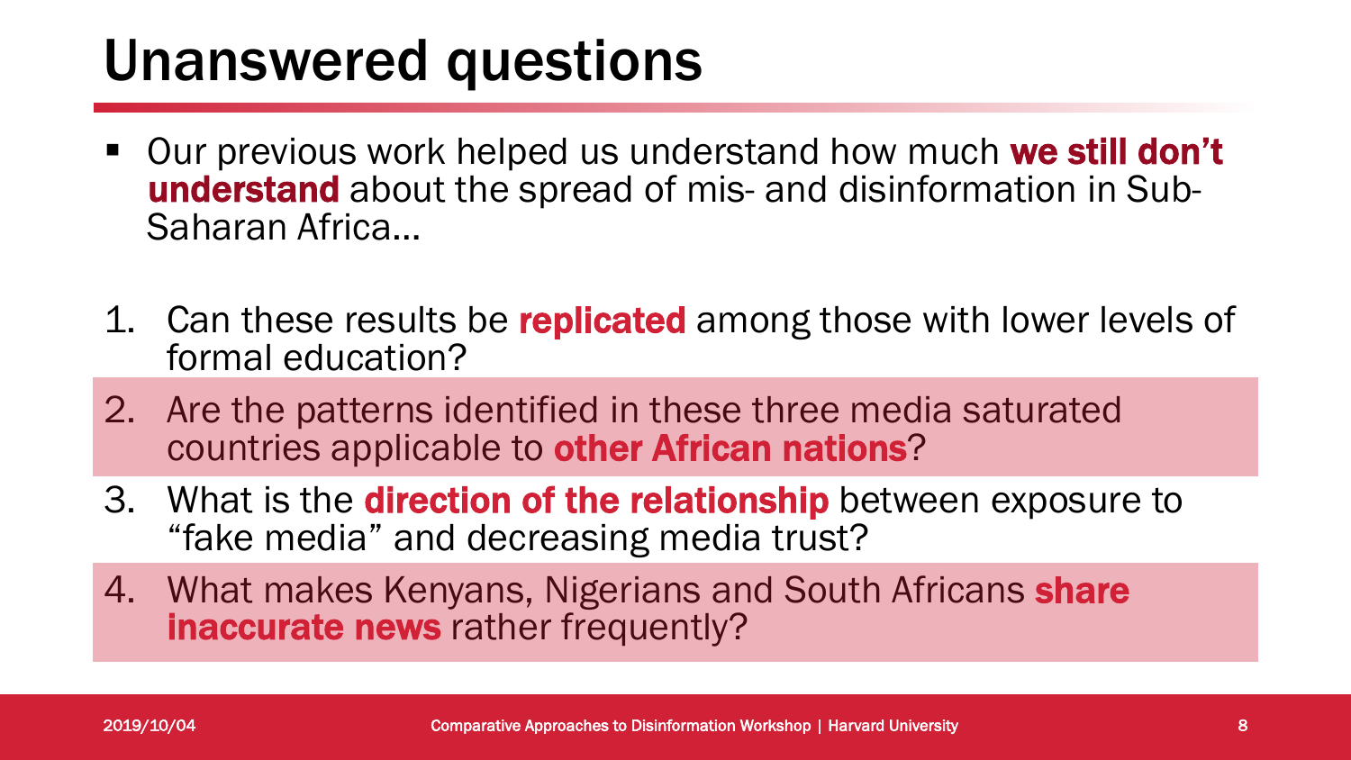# Unanswered questions

- Our previous work helped us understand how much **we still don't understand** about the spread of mis- and disinformation in Sub-Saharan Africa…

1. Can these results be **replicated** among those with lower levels of formal education?
2. Are the patterns identified in these three media saturated countries applicable to **other African nations**?
3. What is the **direction of the relationship** between exposure to "fake media" and decreasing media trust?
4. What makes Kenyans, Nigerians and South Africans **share inaccurate news** rather frequently?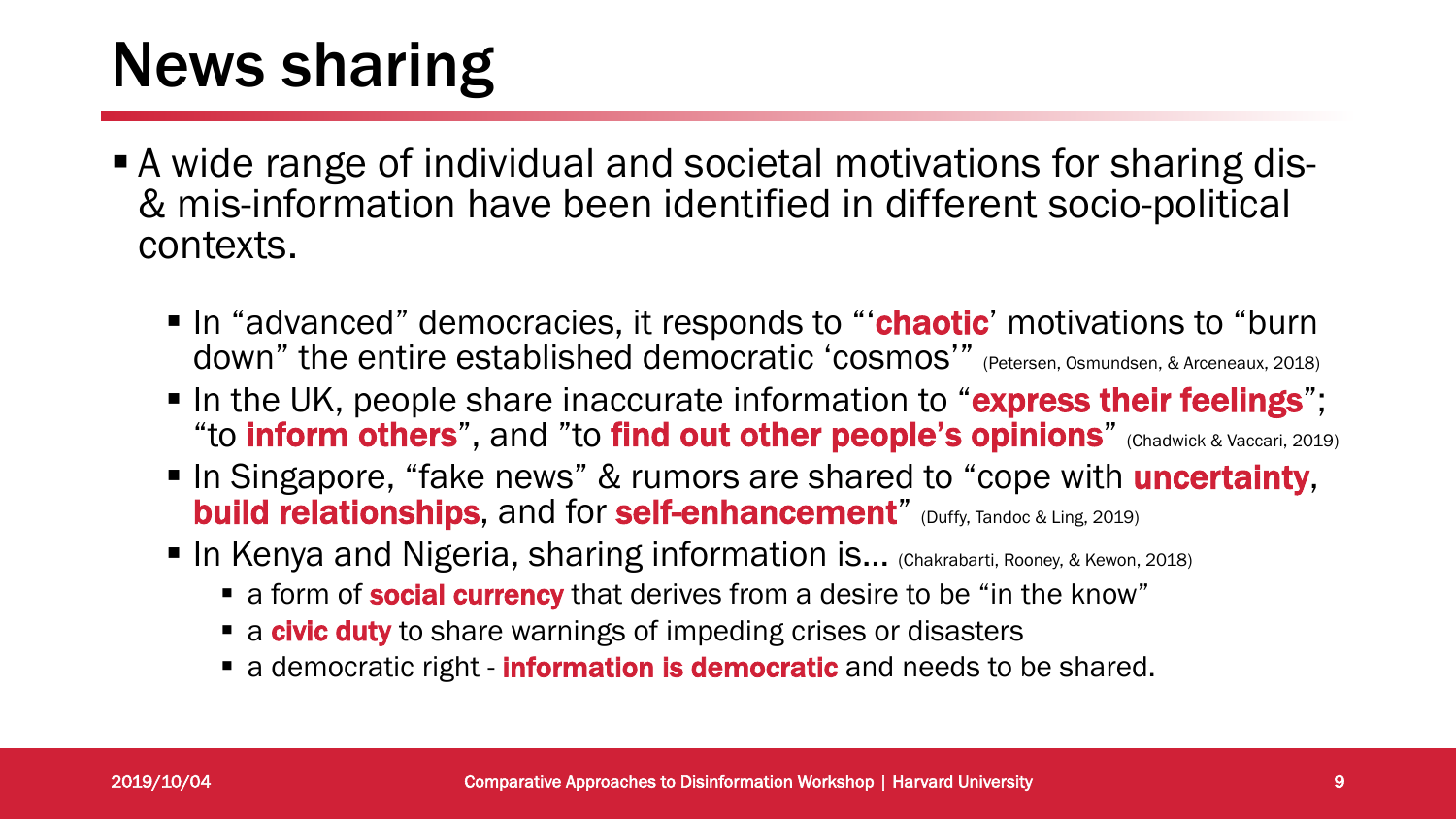# News sharing

- A wide range of individual and societal motivations for sharing dis- & mis-information have been identified in different socio-political contexts.
  - In "advanced" democracies, it responds to "'**chaotic**' motivations to "burn down" the entire established democratic 'cosmos'" (Petersen, Osmundsen, & Arceneaux, 2018)
  - In the UK, people share inaccurate information to "**express their feelings**"; "to **inform others**", and "to **find out other people's opinions**" (Chadwick & Vaccari, 2019)
  - In Singapore, "fake news" & rumors are shared to "cope with **uncertainty**, **build relationships**, and for **self-enhancement**" (Duffy, Tandoc & Ling, 2019)
  - In Kenya and Nigeria, sharing information is… (Chakrabarti, Rooney, & Kewon, 2018)
    - a form of **social currency** that derives from a desire to be "in the know"
    - a **civic duty** to share warnings of impeding crises or disasters
    - a democratic right - **information is democratic** and needs to be shared.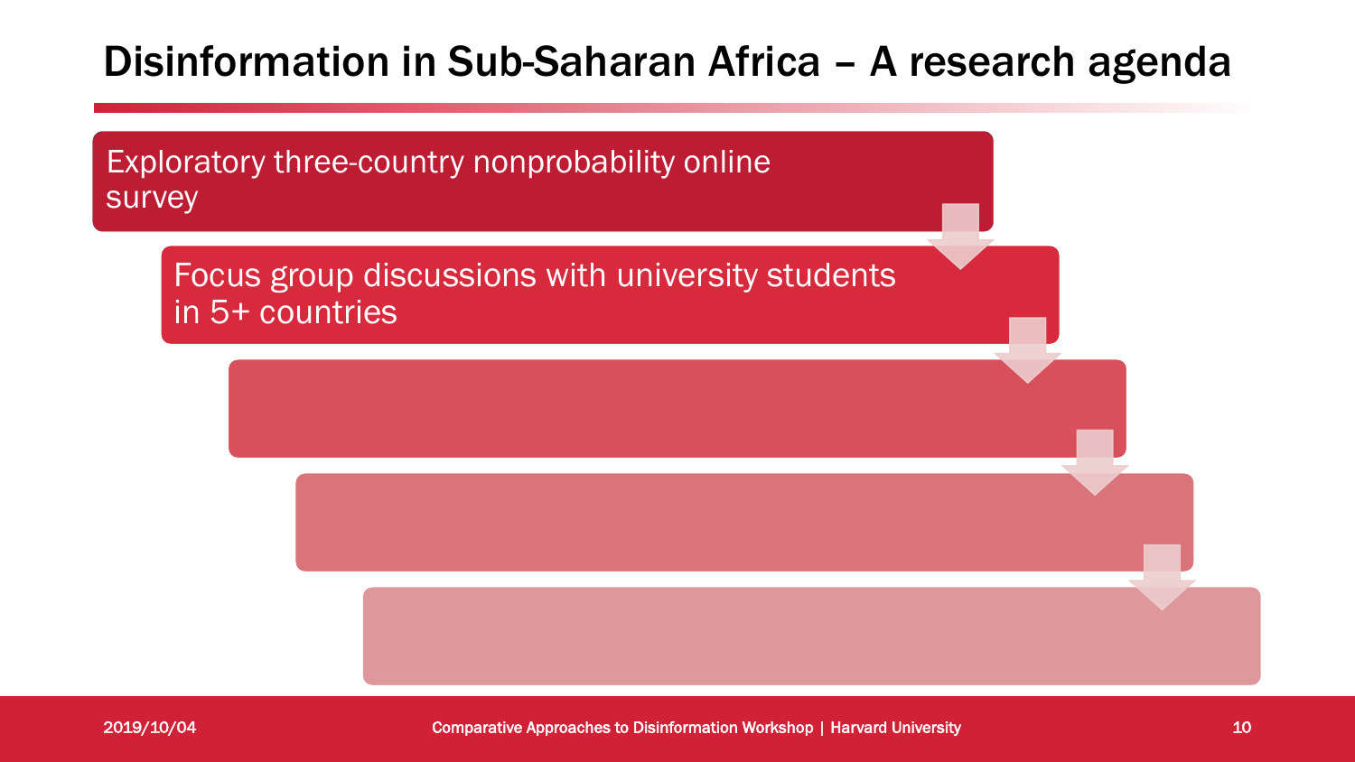# Disinformation in Sub-Saharan Africa – A research agenda

- Exploratory three-country nonprobability online survey
- Focus group discussions with university students in 5+ countries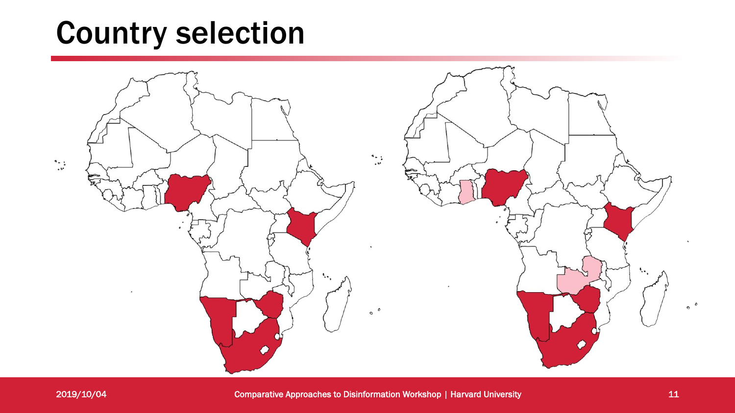# Country selection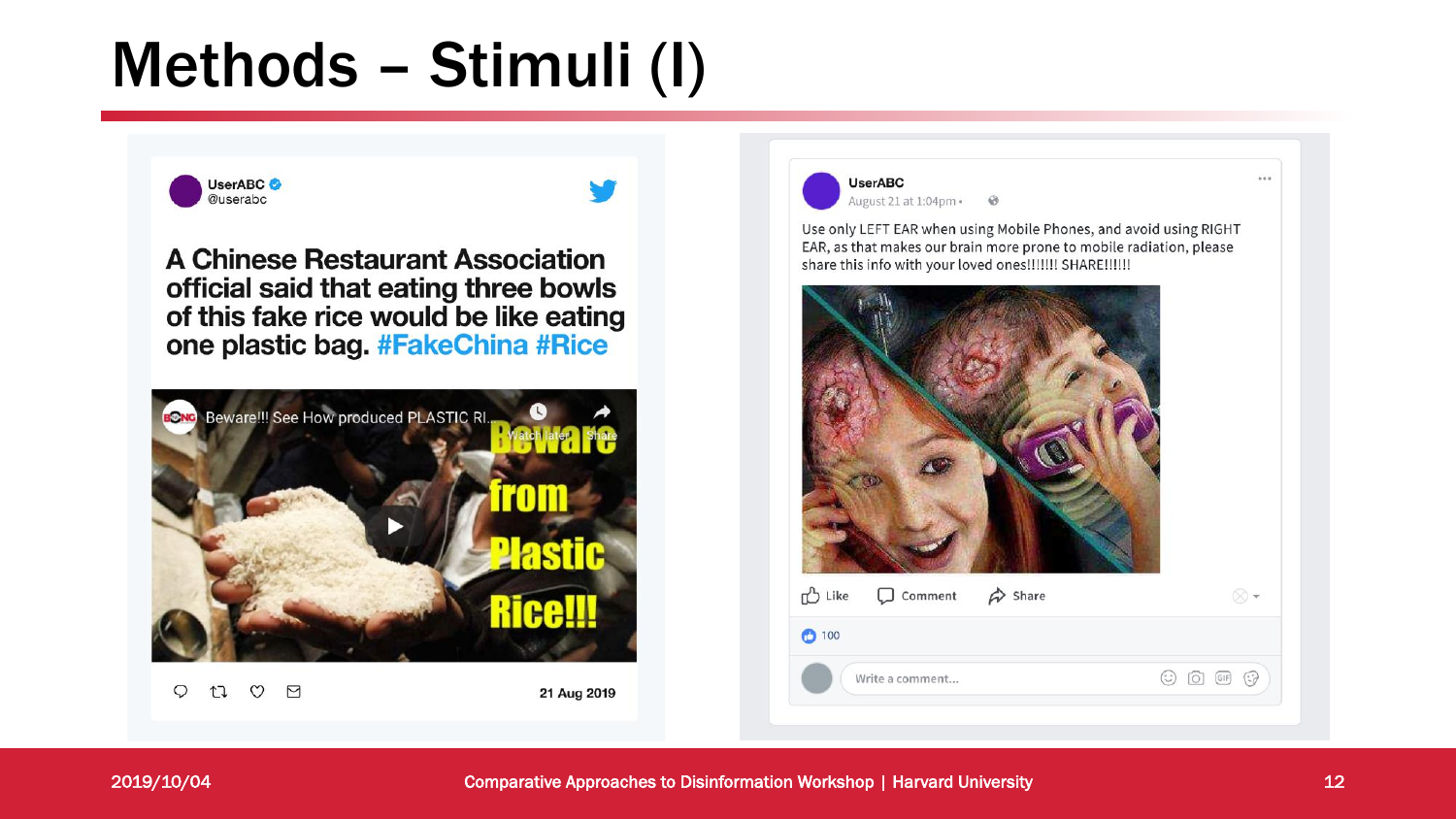# Methods – Stimuli (I)

UserABC
@userabc

A Chinese Restaurant Association official said that eating three bowls of this fake rice would be like eating one plastic bag. #FakeChina #Rice

Beware!!! See How produced PLASTIC RI...

Beware from Plastic Rice!!!

21 Aug 2019

UserABC
August 21 at 1:04pm ·

Use only LEFT EAR when using Mobile Phones, and avoid using RIGHT EAR, as that makes our brain more prone to mobile radiation, please share this info with your loved ones!!!!!! SHARE!!!!!

Like Comment Share

100

Write a comment...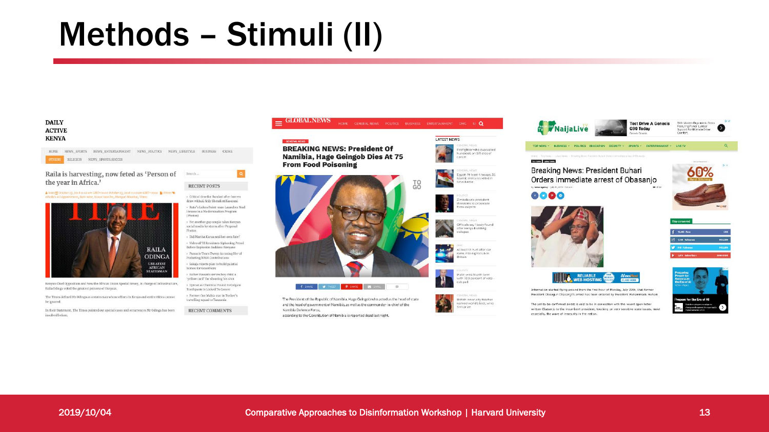# Methods – Stimuli (II)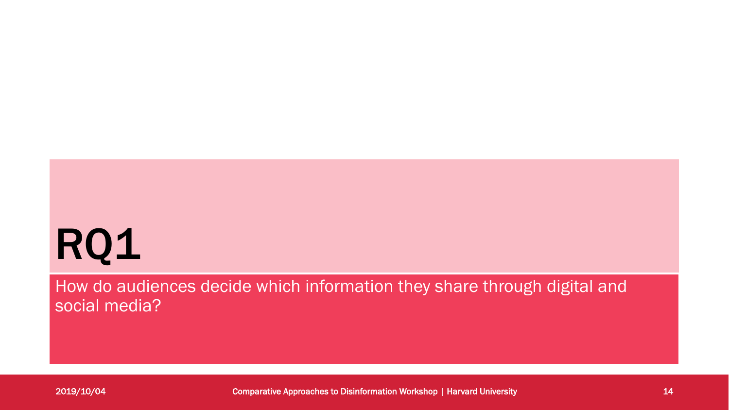# RQ1

How do audiences decide which information they share through digital and social media?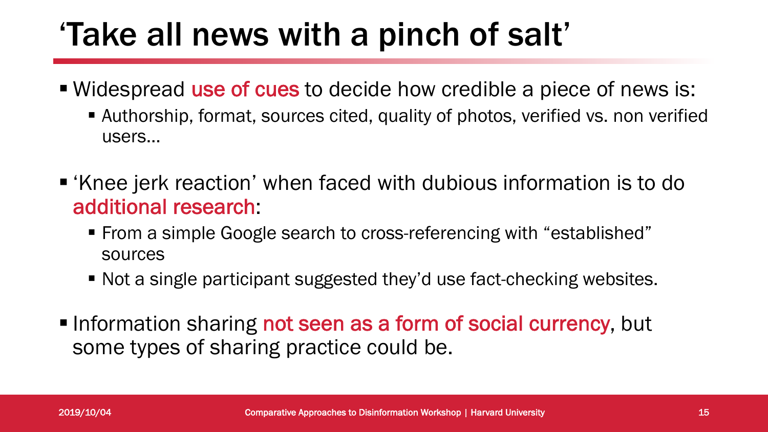# 'Take all news with a pinch of salt'

- Widespread use of cues to decide how credible a piece of news is:
  - Authorship, format, sources cited, quality of photos, verified vs. non verified users…
- 'Knee jerk reaction' when faced with dubious information is to do additional research:
  - From a simple Google search to cross-referencing with "established" sources
  - Not a single participant suggested they'd use fact-checking websites.
- Information sharing not seen as a form of social currency, but some types of sharing practice could be.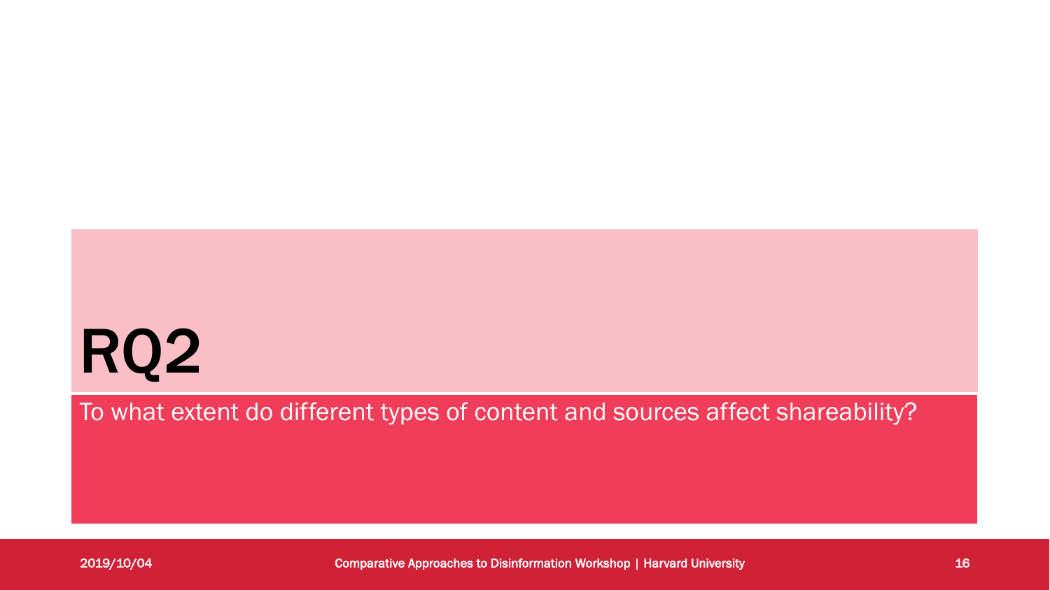# RQ2

To what extent do different types of content and sources affect shareability?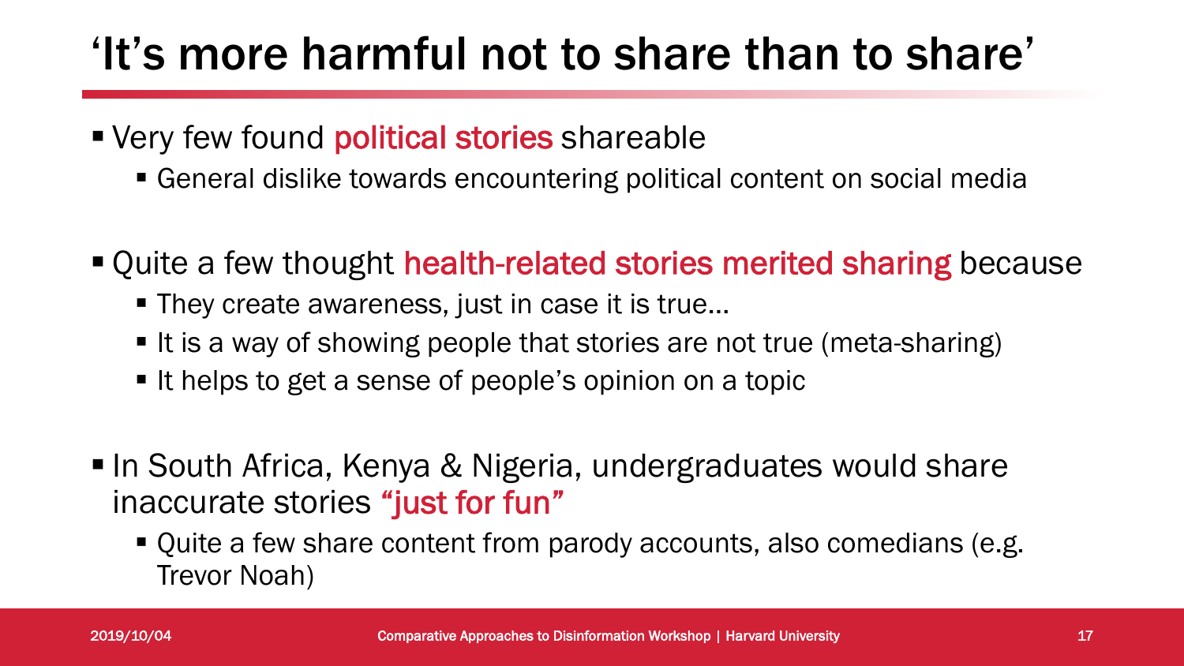# ‘It’s more harmful not to share than to share’

- Very few found political stories shareable
  - General dislike towards encountering political content on social media

- Quite a few thought health-related stories merited sharing because
  - They create awareness, just in case it is true…
  - It is a way of showing people that stories are not true (meta-sharing)
  - It helps to get a sense of people’s opinion on a topic

- In South Africa, Kenya & Nigeria, undergraduates would share inaccurate stories “just for fun”
  - Quite a few share content from parody accounts, also comedians (e.g. Trevor Noah)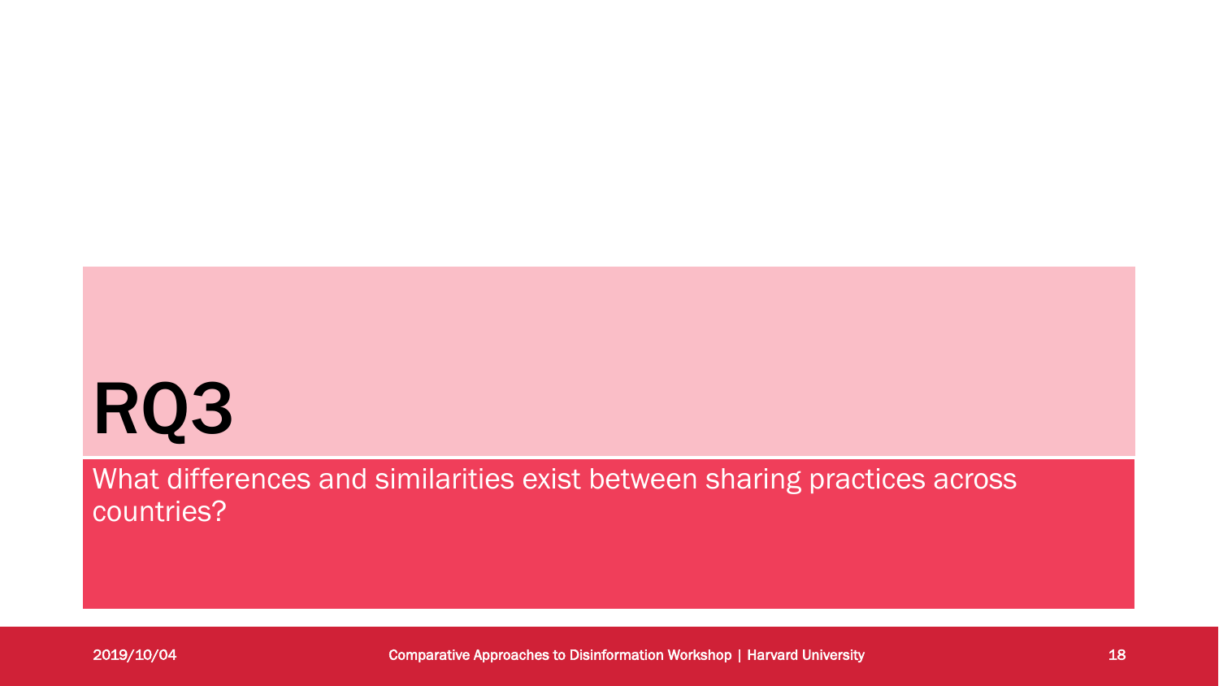# RQ3

What differences and similarities exist between sharing practices across countries?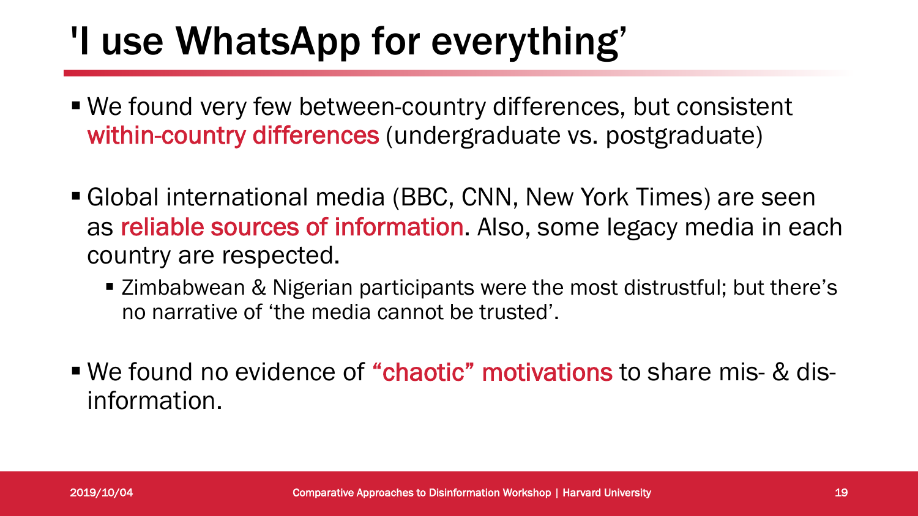# 'I use WhatsApp for everything'

- We found very few between-country differences, but consistent within-country differences (undergraduate vs. postgraduate)
- Global international media (BBC, CNN, New York Times) are seen as reliable sources of information. Also, some legacy media in each country are respected.
  - Zimbabwean & Nigerian participants were the most distrustful; but there's no narrative of 'the media cannot be trusted'.
- We found no evidence of "chaotic" motivations to share mis- & dis-information.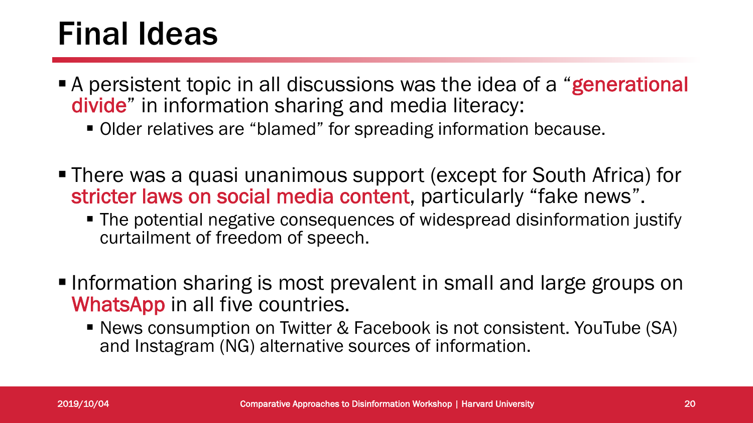# Final Ideas

- A persistent topic in all discussions was the idea of a "generational divide" in information sharing and media literacy:
  - Older relatives are "blamed" for spreading information because.
- There was a quasi unanimous support (except for South Africa) for stricter laws on social media content, particularly "fake news".
  - The potential negative consequences of widespread disinformation justify curtailment of freedom of speech.
- Information sharing is most prevalent in small and large groups on WhatsApp in all five countries.
  - News consumption on Twitter & Facebook is not consistent. YouTube (SA) and Instagram (NG) alternative sources of information.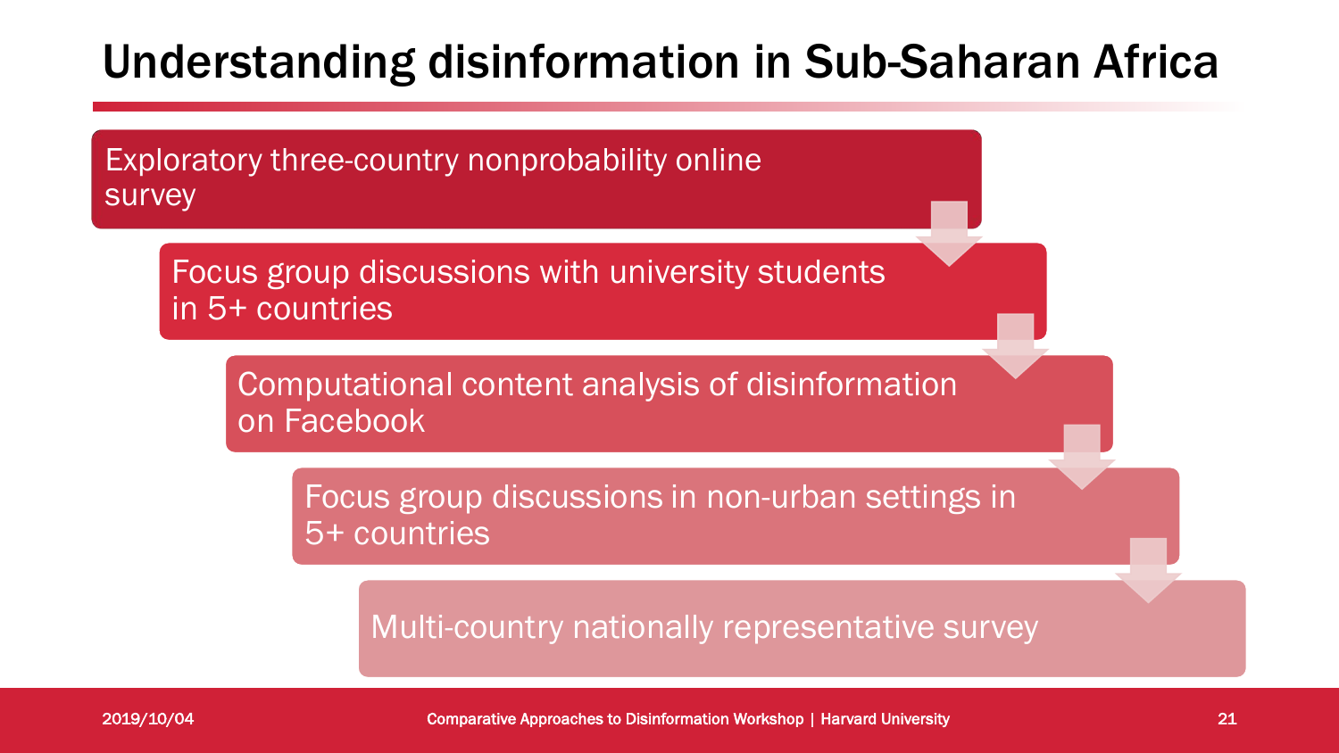# Understanding disinformation in Sub-Saharan Africa

- Exploratory three-country nonprobability online survey
- Focus group discussions with university students in 5+ countries
- Computational content analysis of disinformation on Facebook
- Focus group discussions in non-urban settings in 5+ countries
- Multi-country nationally representative survey